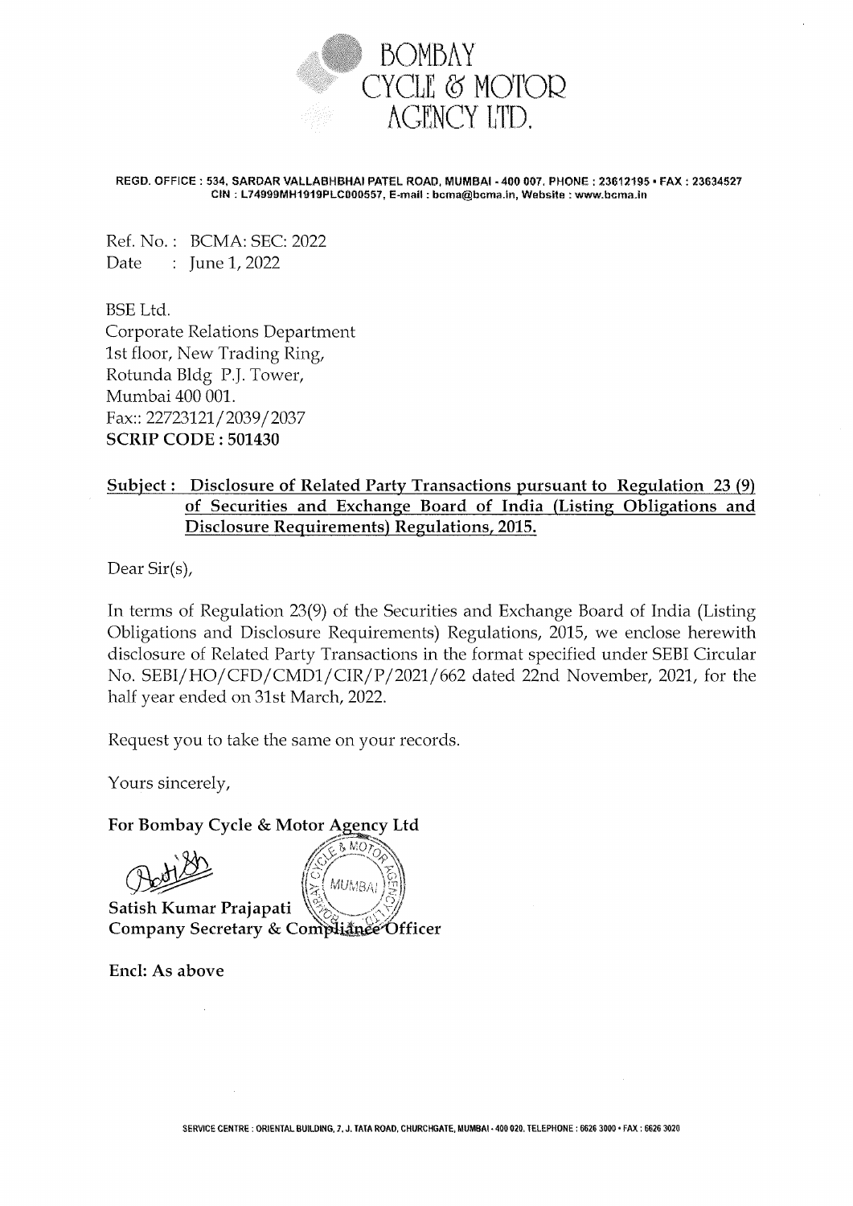# BOMBAY CYCLE & MOTOR AGENCY LTD.

REGD. OFFICE : 534, SARDAR VALLABHBHAI PATEL ROAD, MUMBAI - 400 007. PHONE : 23612195 • FAX : 23634527
CIN : L74999MH1919PLC000557, E-mail : bcma@bcma.in, Website : www.bcma.in

Ref. No. : BCMA: SEC: 2022
Date : June 1, 2022

BSE Ltd.
Corporate Relations Department
1st floor, New Trading Ring,
Rotunda Bldg P.J. Tower,
Mumbai 400 001.
Fax:: 22723121/2039/2037
**SCRIP CODE : 501430**

**Subject : Disclosure of Related Party Transactions pursuant to Regulation 23 (9) of Securities and Exchange Board of India (Listing Obligations and Disclosure Requirements) Regulations, 2015.**

Dear Sir(s),

In terms of Regulation 23(9) of the Securities and Exchange Board of India (Listing Obligations and Disclosure Requirements) Regulations, 2015, we enclose herewith disclosure of Related Party Transactions in the format specified under SEBI Circular No. SEBI/HO/CFD/CMD1/CIR/P/2021/662 dated 22nd November, 2021, for the half year ended on 31st March, 2022.

Request you to take the same on your records.

Yours sincerely,

**For Bombay Cycle & Motor Agency Ltd**

**Satish Kumar Prajapati**
**Company Secretary & Compliance Officer**

**Encl: As above**

SERVICE CENTRE : ORIENTAL BUILDING, 7, J. TATA ROAD, CHURCHGATE, MUMBAI - 400 020. TELEPHONE : 6626 3000 • FAX : 6626 3020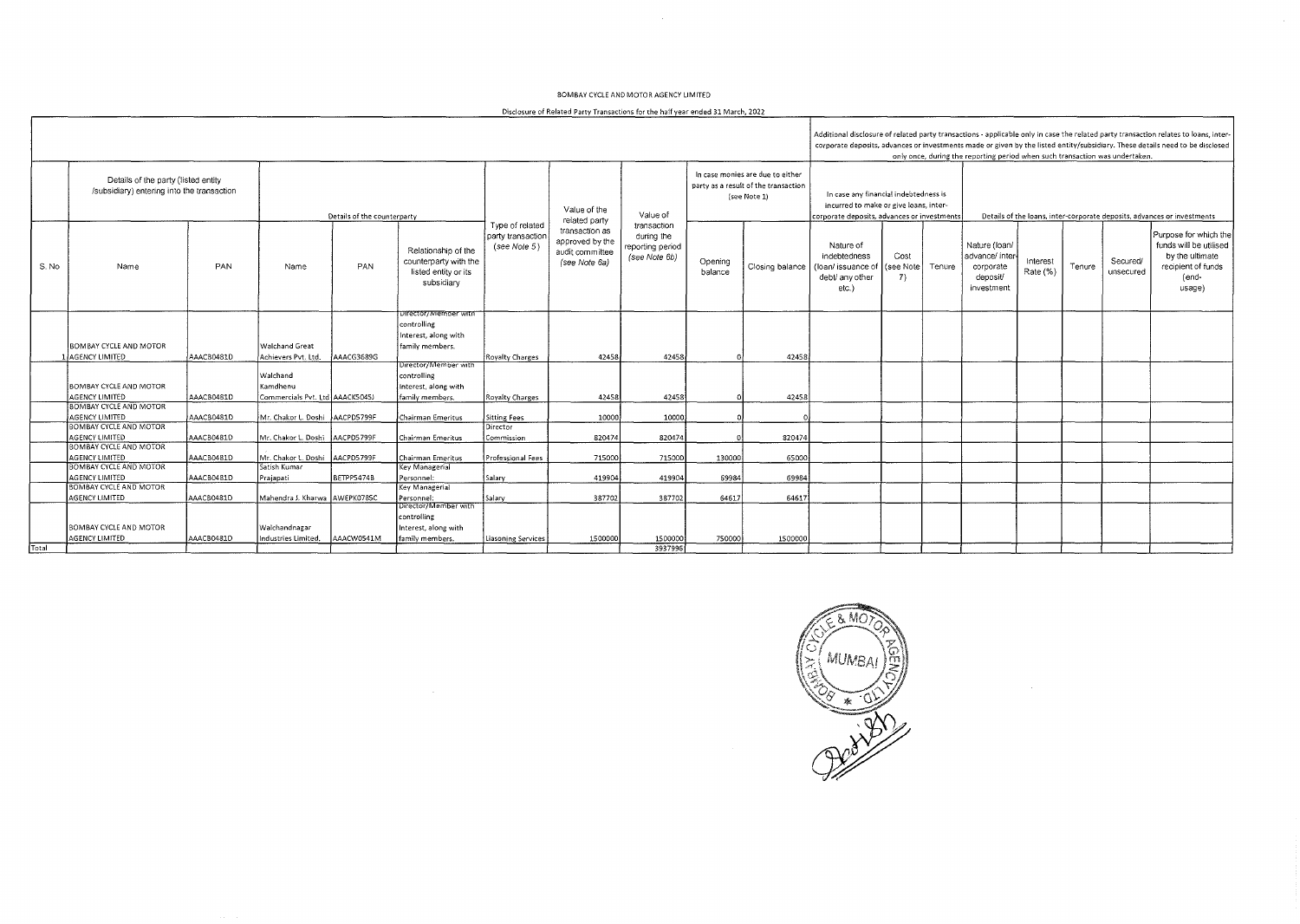BOMBAY CYCLE AND MOTOR AGENCY LIMITED

Disclosure of Related Party Transactions for the half year ended 31 March, 2022

| | | | | | | | | | | | Additional disclosure of related party transactions - applicable only in case the related party transaction relates to loans, inter-corporate deposits, advances or investments made or given by the listed entity/subsidiary. These details need to be disclosed only once, during the reporting period when such transaction was undertaken. | | | | | | | | |
|---|---|---|---|---|---|---|---|---|---|---|---|---|---|---|---|---|---|---|
| | Details of the party (listed entity /subsidiary) entering into the transaction | | Details of the counterparty | | | Type of related party transaction (see Note 5) | Value of the related party transaction as approved by the audit committee (see Note 6a) | Value of transaction during the reporting period (see Note 6b) | In case monies are due to either party as a result of the transaction (see Note 1) | | In case any financial indebtedness is incurred to make or give loans, inter-corporate deposits, advances or investments | | | Details of the loans, inter-corporate deposits, advances or investments | | | | |
| S. No | Name | PAN | Name | PAN | Relationship of the counterparty with the listed entity or its subsidiary | | | | Opening balance | Closing balance | Nature of indebtedness (loan/ issuance of debt/ any other etc.) | Cost (see Note 7) | Tenure | Nature (loan/ advance/ inter-corporate deposit/ investment | Interest Rate (%) | Tenure | Secured/ unsecured | Purpose for which the funds will be utilised by the ultimate recipient of funds (end-usage) |
| 1 | BOMBAY CYCLE AND MOTOR AGENCY LIMITED | AAACB0481D | Walchand Great Achievers Pvt. Ltd. | AAACG3689G | Director/Member with controlling interest, along with family members. | Royalty Charges | 42458 | 42458 | 0 | 42458 | | | | | | | | |
| | BOMBAY CYCLE AND MOTOR AGENCY LIMITED | AAACB0481D | Walchand Kamdhenu Commercials Pvt. Ltd | AAACK5045J | Director/Member with controlling interest, along with family members. | Royalty Charges | 42458 | 42458 | 0 | 42458 | | | | | | | | |
| | BOMBAY CYCLE AND MOTOR AGENCY LIMITED | AAACB0481D | Mr. Chakor L. Doshi | AACPD5799F | Chairman Emeritus | Sitting Fees | 10000 | 10000 | 0 | 0 | | | | | | | | |
| | BOMBAY CYCLE AND MOTOR AGENCY LIMITED | AAACB0481D | Mr. Chakor L. Doshi | AACPD5799F | Chairman Emeritus | Director Commission | 820474 | 820474 | 0 | 820474 | | | | | | | | |
| | BOMBAY CYCLE AND MOTOR AGENCY LIMITED | AAACB0481D | Mr. Chakor L. Doshi | AACPD5799F | Chairman Emeritus | Professional Fees | 715000 | 715000 | 130000 | 65000 | | | | | | | | |
| | BOMBAY CYCLE AND MOTOR AGENCY LIMITED | AAACB0481D | Satish Kumar Prajapati | BETPP5474B | Key Managerial Personnel: | Salary | 419904 | 419904 | 69984 | 69984 | | | | | | | | |
| | BOMBAY CYCLE AND MOTOR AGENCY LIMITED | AAACB0481D | Mahendra J. Kharwa | AWEPK0785C | Key Managerial Personnel: | Salary | 387702 | 387702 | 64617 | 64617 | | | | | | | | |
| | BOMBAY CYCLE AND MOTOR AGENCY LIMITED | AAACB0481D | Walchandnagar Industries Limited. | AAACW0541M | Director/Member with controlling interest, along with family members. | Liasoning Services | 1500000 | 1500000 | 750000 | 1500000 | | | | | | | | |
| Total | | | | | | | | 3937996 | | | | | | | | | | |